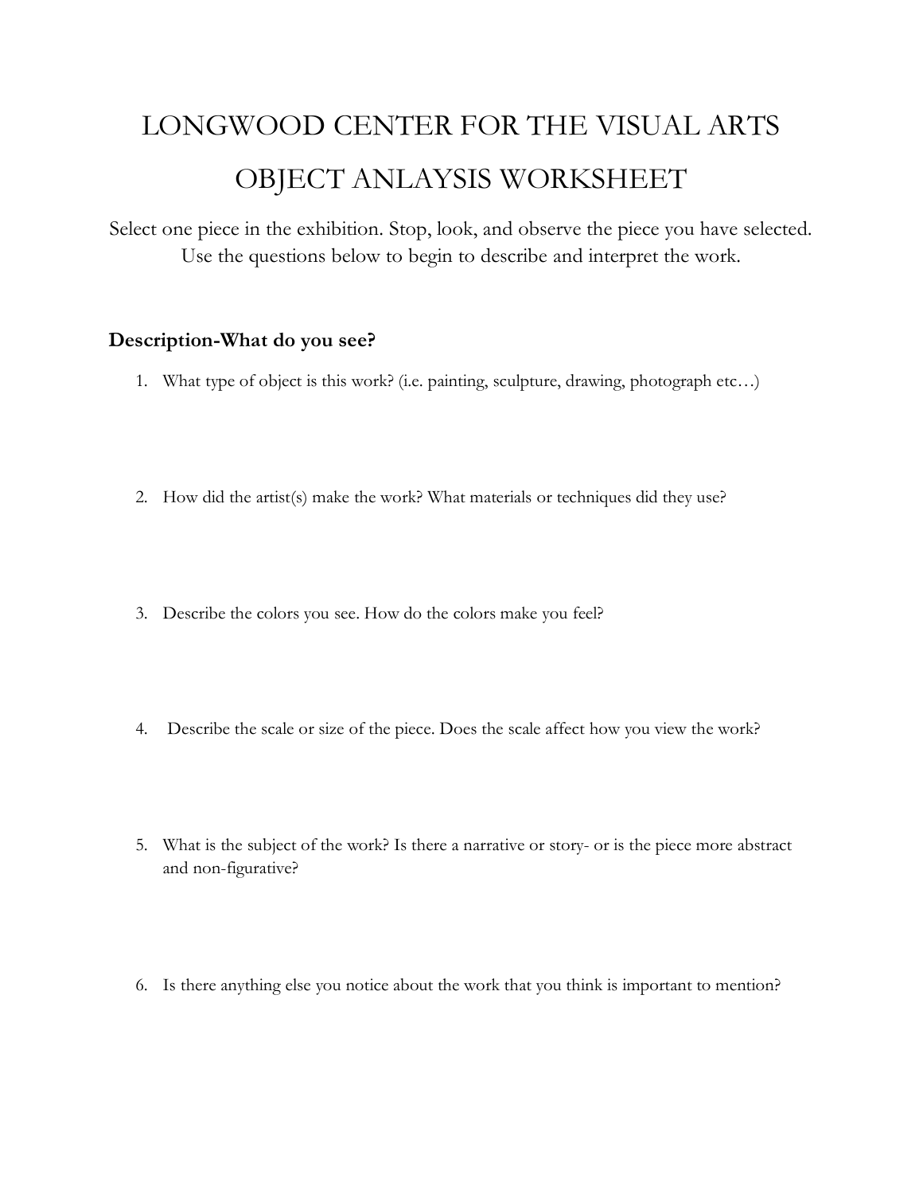# LONGWOOD CENTER FOR THE VISUAL ARTS

# OBJECT ANLAYSIS WORKSHEET

Select one piece in the exhibition. Stop, look, and observe the piece you have selected. Use the questions below to begin to describe and interpret the work.

### Description-What do you see?

1. What type of object is this work? (i.e. painting, sculpture, drawing, photograph etc…)

2. How did the artist(s) make the work? What materials or techniques did they use?

3. Describe the colors you see. How do the colors make you feel?

4. Describe the scale or size of the piece. Does the scale affect how you view the work?

5. What is the subject of the work? Is there a narrative or story- or is the piece more abstract and non-figurative?

6. Is there anything else you notice about the work that you think is important to mention?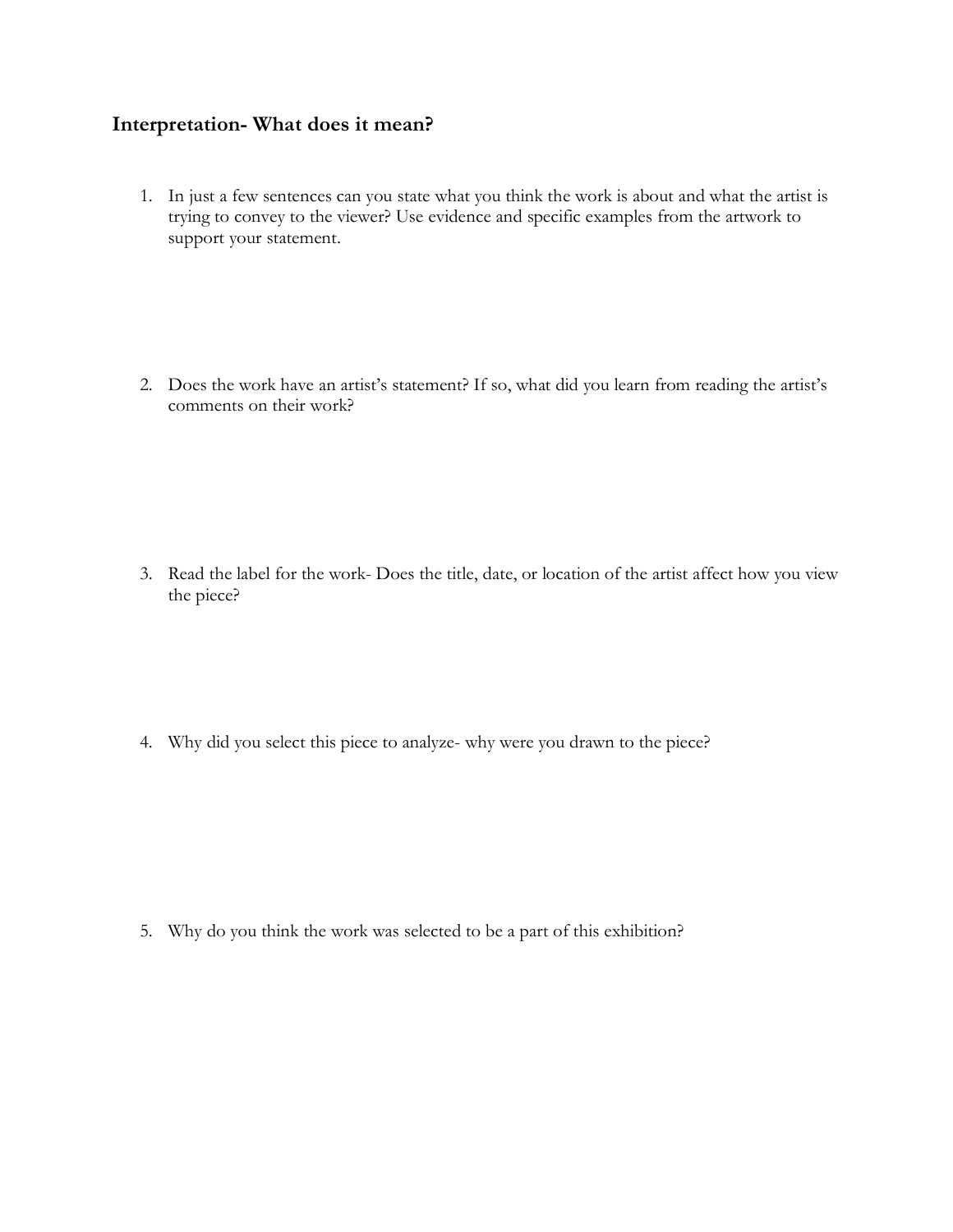## Interpretation- What does it mean?

1. In just a few sentences can you state what you think the work is about and what the artist is trying to convey to the viewer? Use evidence and specific examples from the artwork to support your statement.

2. Does the work have an artist's statement? If so, what did you learn from reading the artist's comments on their work?

3. Read the label for the work- Does the title, date, or location of the artist affect how you view the piece?

4. Why did you select this piece to analyze- why were you drawn to the piece?

5. Why do you think the work was selected to be a part of this exhibition?